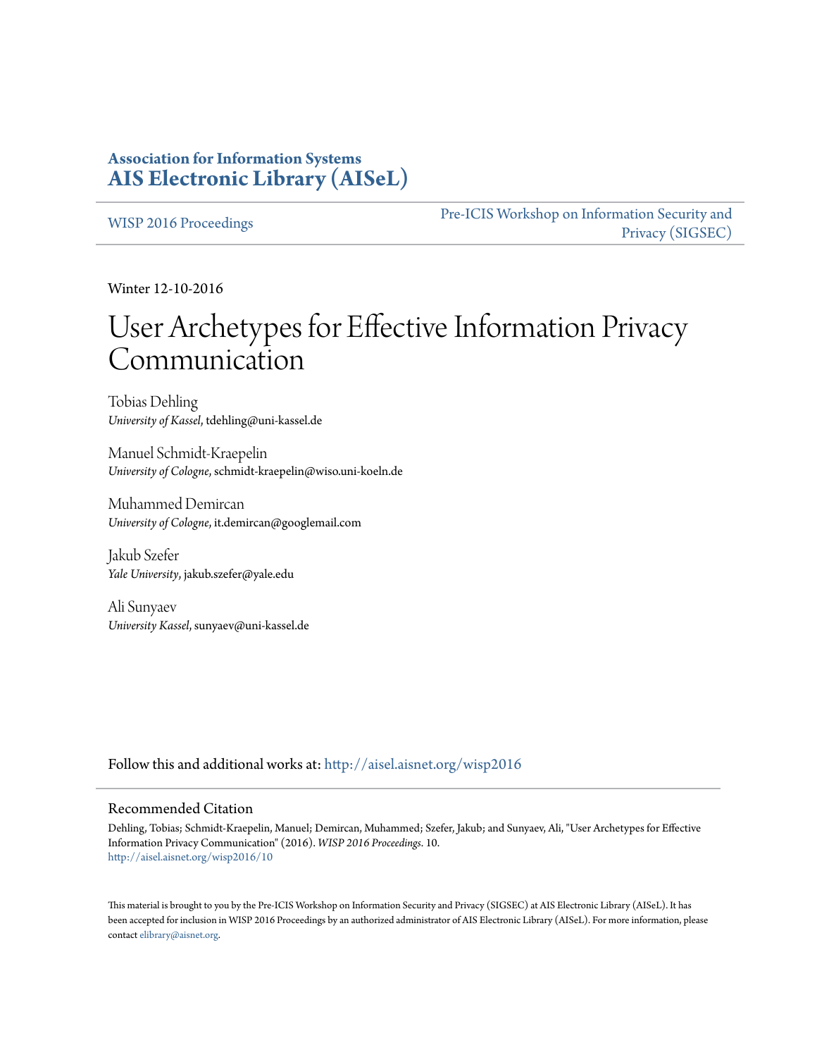**Association for Information Systems**
**AIS Electronic Library (AISeL)**

WISP 2016 Proceedings

Pre-ICIS Workshop on Information Security and Privacy (SIGSEC)

Winter 12-10-2016

# User Archetypes for Effective Information Privacy Communication

Tobias Dehling
*University of Kassel*, tdehling@uni-kassel.de

Manuel Schmidt-Kraepelin
*University of Cologne*, schmidt-kraepelin@wiso.uni-koeln.de

Muhammed Demircan
*University of Cologne*, it.demircan@googlemail.com

Jakub Szefer
*Yale University*, jakub.szefer@yale.edu

Ali Sunyaev
*University Kassel*, sunyaev@uni-kassel.de

Follow this and additional works at: http://aisel.aisnet.org/wisp2016

## Recommended Citation

Dehling, Tobias; Schmidt-Kraepelin, Manuel; Demircan, Muhammed; Szefer, Jakub; and Sunyaev, Ali, "User Archetypes for Effective Information Privacy Communication" (2016). *WISP 2016 Proceedings*. 10.
http://aisel.aisnet.org/wisp2016/10

This material is brought to you by the Pre-ICIS Workshop on Information Security and Privacy (SIGSEC) at AIS Electronic Library (AISeL). It has been accepted for inclusion in WISP 2016 Proceedings by an authorized administrator of AIS Electronic Library (AISeL). For more information, please contact elibrary@aisnet.org.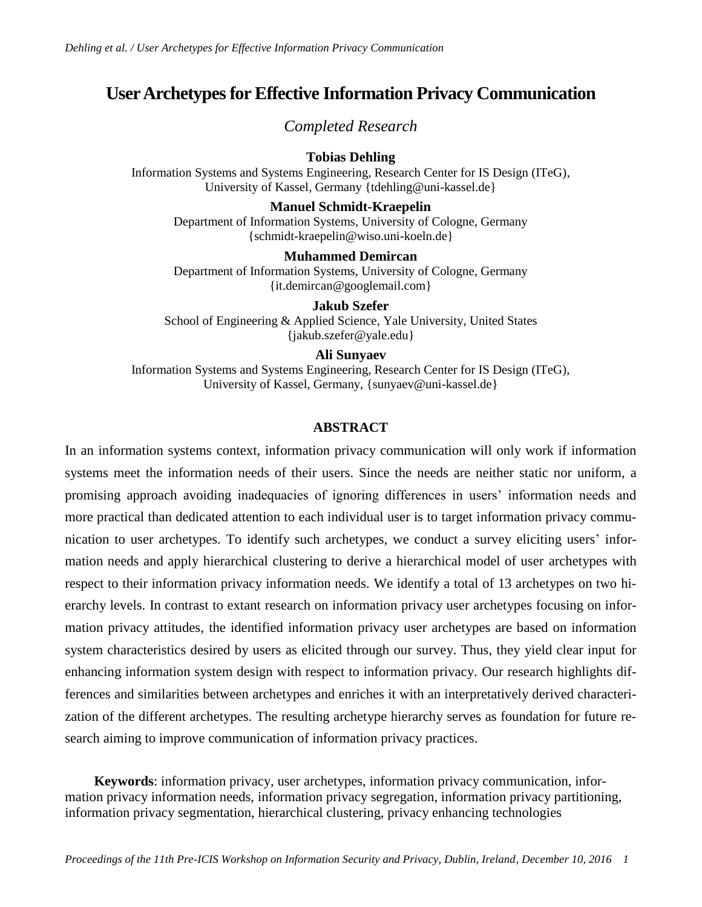# User Archetypes for Effective Information Privacy Communication

*Completed Research*

**Tobias Dehling**
Information Systems and Systems Engineering, Research Center for IS Design (ITeG), University of Kassel, Germany {tdehling@uni-kassel.de}

**Manuel Schmidt-Kraepelin**
Department of Information Systems, University of Cologne, Germany {schmidt-kraepelin@wiso.uni-koeln.de}

**Muhammed Demircan**
Department of Information Systems, University of Cologne, Germany {it.demircan@googlemail.com}

**Jakub Szefer**
School of Engineering & Applied Science, Yale University, United States {jakub.szefer@yale.edu}

**Ali Sunyaev**
Information Systems and Systems Engineering, Research Center for IS Design (ITeG), University of Kassel, Germany, {sunyaev@uni-kassel.de}

## ABSTRACT

In an information systems context, information privacy communication will only work if information systems meet the information needs of their users. Since the needs are neither static nor uniform, a promising approach avoiding inadequacies of ignoring differences in users' information needs and more practical than dedicated attention to each individual user is to target information privacy communication to user archetypes. To identify such archetypes, we conduct a survey eliciting users' information needs and apply hierarchical clustering to derive a hierarchical model of user archetypes with respect to their information privacy information needs. We identify a total of 13 archetypes on two hierarchy levels. In contrast to extant research on information privacy user archetypes focusing on information privacy attitudes, the identified information privacy user archetypes are based on information system characteristics desired by users as elicited through our survey. Thus, they yield clear input for enhancing information system design with respect to information privacy. Our research highlights differences and similarities between archetypes and enriches it with an interpretatively derived characterization of the different archetypes. The resulting archetype hierarchy serves as foundation for future research aiming to improve communication of information privacy practices.

**Keywords**: information privacy, user archetypes, information privacy communication, information privacy information needs, information privacy segregation, information privacy partitioning, information privacy segmentation, hierarchical clustering, privacy enhancing technologies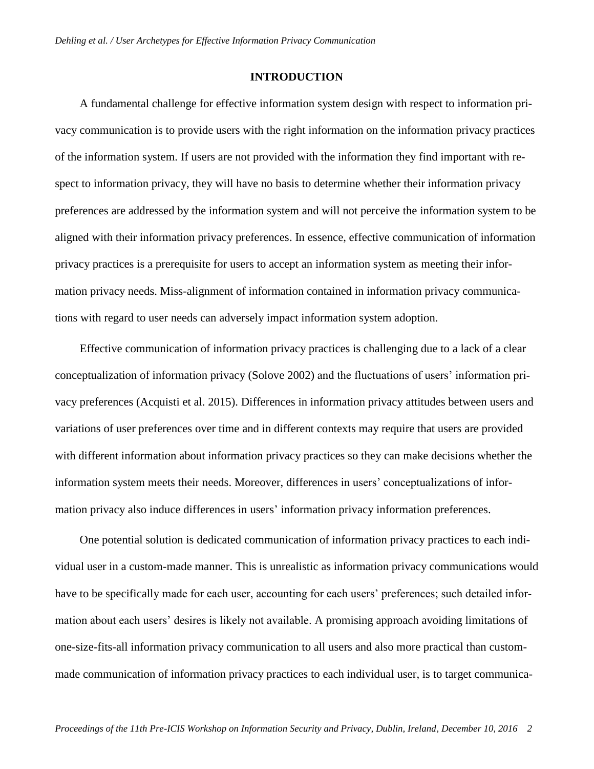## INTRODUCTION

A fundamental challenge for effective information system design with respect to information privacy communication is to provide users with the right information on the information privacy practices of the information system. If users are not provided with the information they find important with respect to information privacy, they will have no basis to determine whether their information privacy preferences are addressed by the information system and will not perceive the information system to be aligned with their information privacy preferences. In essence, effective communication of information privacy practices is a prerequisite for users to accept an information system as meeting their information privacy needs. Miss-alignment of information contained in information privacy communications with regard to user needs can adversely impact information system adoption.

Effective communication of information privacy practices is challenging due to a lack of a clear conceptualization of information privacy (Solove 2002) and the fluctuations of users' information privacy preferences (Acquisti et al. 2015). Differences in information privacy attitudes between users and variations of user preferences over time and in different contexts may require that users are provided with different information about information privacy practices so they can make decisions whether the information system meets their needs. Moreover, differences in users' conceptualizations of information privacy also induce differences in users' information privacy information preferences.

One potential solution is dedicated communication of information privacy practices to each individual user in a custom-made manner. This is unrealistic as information privacy communications would have to be specifically made for each user, accounting for each users' preferences; such detailed information about each users' desires is likely not available. A promising approach avoiding limitations of one-size-fits-all information privacy communication to all users and also more practical than custom-made communication of information privacy practices to each individual user, is to target communica-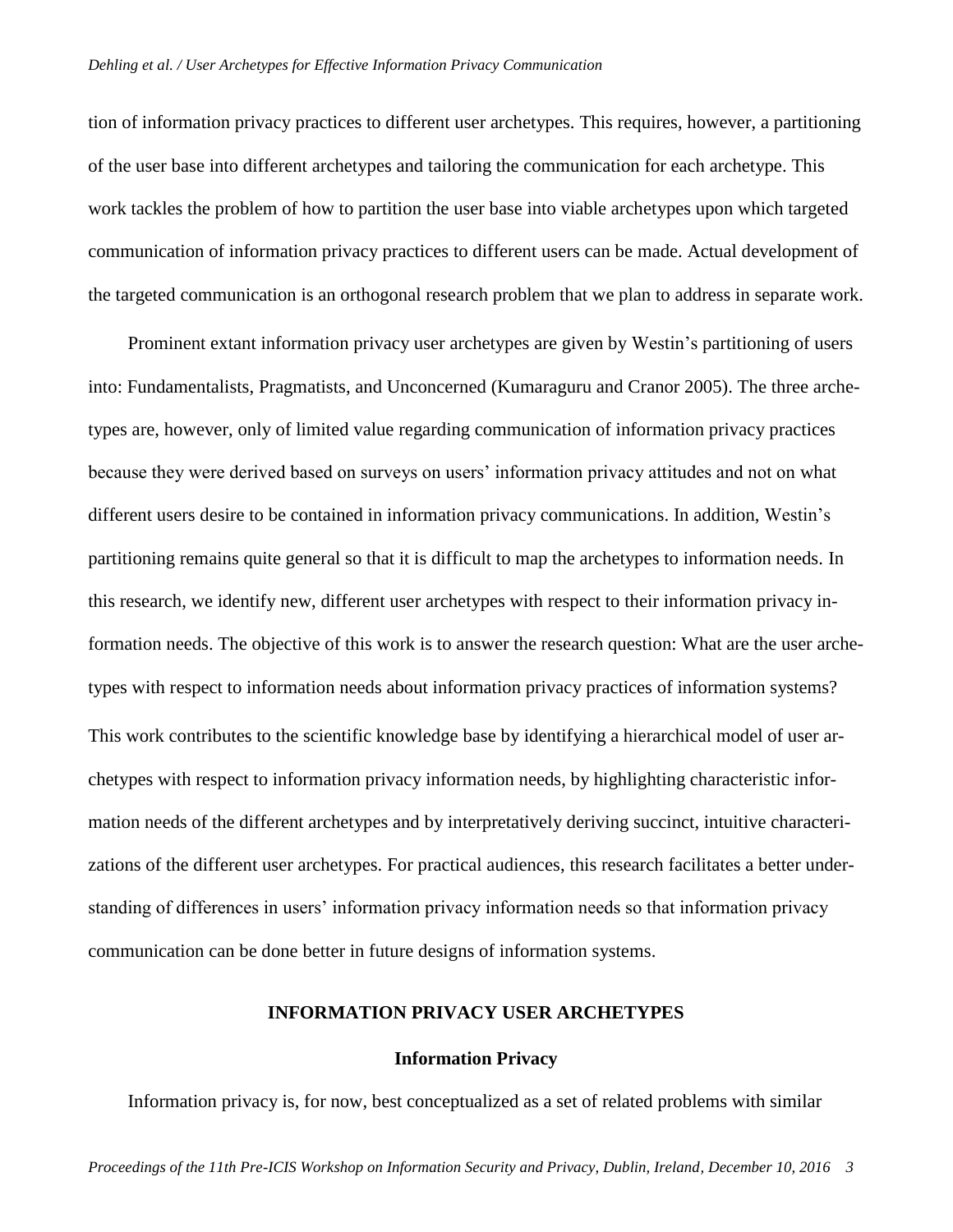tion of information privacy practices to different user archetypes. This requires, however, a partitioning of the user base into different archetypes and tailoring the communication for each archetype. This work tackles the problem of how to partition the user base into viable archetypes upon which targeted communication of information privacy practices to different users can be made. Actual development of the targeted communication is an orthogonal research problem that we plan to address in separate work.

Prominent extant information privacy user archetypes are given by Westin's partitioning of users into: Fundamentalists, Pragmatists, and Unconcerned (Kumaraguru and Cranor 2005). The three archetypes are, however, only of limited value regarding communication of information privacy practices because they were derived based on surveys on users' information privacy attitudes and not on what different users desire to be contained in information privacy communications. In addition, Westin's partitioning remains quite general so that it is difficult to map the archetypes to information needs. In this research, we identify new, different user archetypes with respect to their information privacy information needs. The objective of this work is to answer the research question: What are the user archetypes with respect to information needs about information privacy practices of information systems? This work contributes to the scientific knowledge base by identifying a hierarchical model of user archetypes with respect to information privacy information needs, by highlighting characteristic information needs of the different archetypes and by interpretatively deriving succinct, intuitive characterizations of the different user archetypes. For practical audiences, this research facilitates a better understanding of differences in users' information privacy information needs so that information privacy communication can be done better in future designs of information systems.

## INFORMATION PRIVACY USER ARCHETYPES

### Information Privacy

Information privacy is, for now, best conceptualized as a set of related problems with similar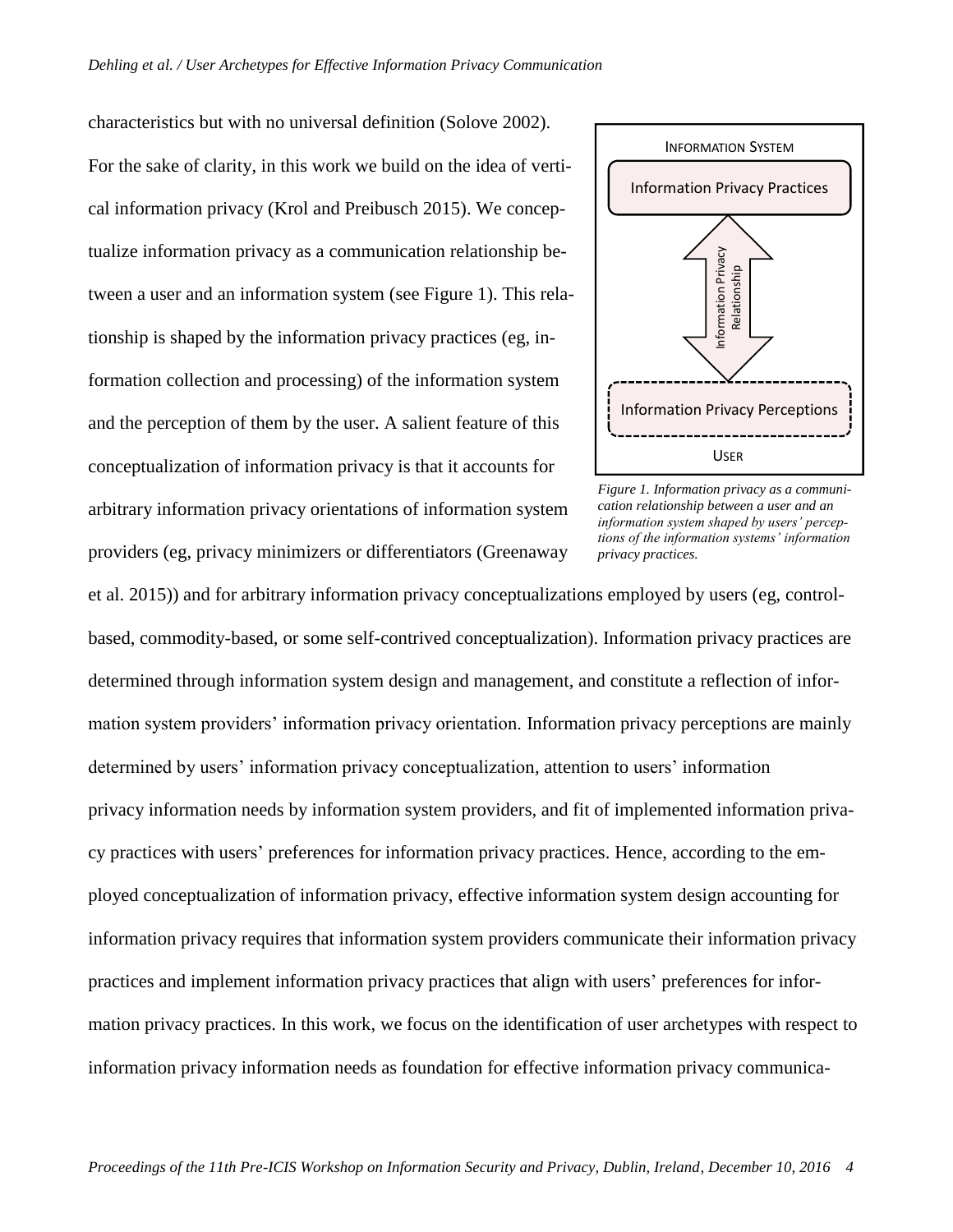characteristics but with no universal definition (Solove 2002). For the sake of clarity, in this work we build on the idea of vertical information privacy (Krol and Preibusch 2015). We conceptualize information privacy as a communication relationship between a user and an information system (see Figure 1). This relationship is shaped by the information privacy practices (eg, information collection and processing) of the information system and the perception of them by the user. A salient feature of this conceptualization of information privacy is that it accounts for arbitrary information privacy orientations of information system providers (eg, privacy minimizers or differentiators (Greenaway et al. 2015)) and for arbitrary information privacy conceptualizations employed by users (eg, control-based, commodity-based, or some self-contrived conceptualization). Information privacy practices are determined through information system design and management, and constitute a reflection of information system providers' information privacy orientation. Information privacy perceptions are mainly determined by users' information privacy conceptualization, attention to users' information privacy information needs by information system providers, and fit of implemented information privacy practices with users' preferences for information privacy practices. Hence, according to the employed conceptualization of information privacy, effective information system design accounting for information privacy requires that information system providers communicate their information privacy practices and implement information privacy practices that align with users' preferences for information privacy practices. In this work, we focus on the identification of user archetypes with respect to information privacy information needs as foundation for effective information privacy communica-

INFORMATION SYSTEM

Information Privacy Practices

Information Privacy Relationship

Information Privacy Perceptions

USER

*Figure 1. Information privacy as a communication relationship between a user and an information system shaped by users' perceptions of the information systems' information privacy practices.*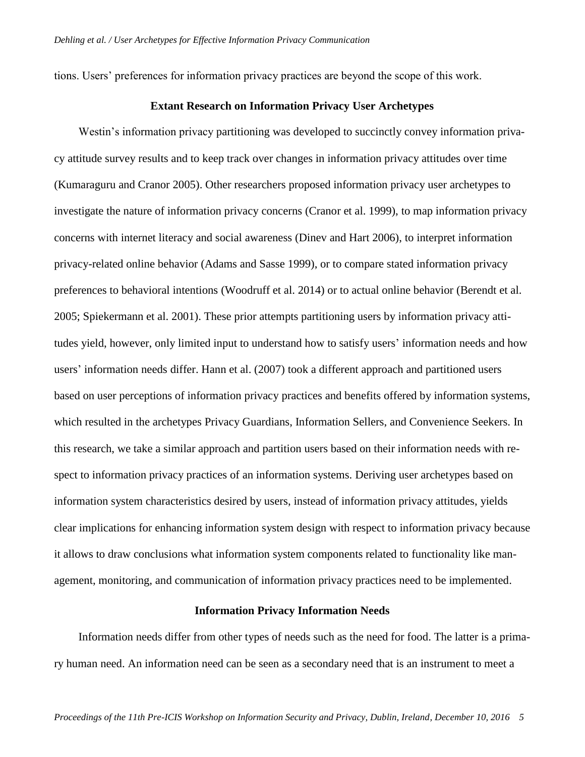tions. Users' preferences for information privacy practices are beyond the scope of this work.

## Extant Research on Information Privacy User Archetypes

Westin's information privacy partitioning was developed to succinctly convey information privacy attitude survey results and to keep track over changes in information privacy attitudes over time (Kumaraguru and Cranor 2005). Other researchers proposed information privacy user archetypes to investigate the nature of information privacy concerns (Cranor et al. 1999), to map information privacy concerns with internet literacy and social awareness (Dinev and Hart 2006), to interpret information privacy-related online behavior (Adams and Sasse 1999), or to compare stated information privacy preferences to behavioral intentions (Woodruff et al. 2014) or to actual online behavior (Berendt et al. 2005; Spiekermann et al. 2001). These prior attempts partitioning users by information privacy attitudes yield, however, only limited input to understand how to satisfy users' information needs and how users' information needs differ. Hann et al. (2007) took a different approach and partitioned users based on user perceptions of information privacy practices and benefits offered by information systems, which resulted in the archetypes Privacy Guardians, Information Sellers, and Convenience Seekers. In this research, we take a similar approach and partition users based on their information needs with respect to information privacy practices of an information systems. Deriving user archetypes based on information system characteristics desired by users, instead of information privacy attitudes, yields clear implications for enhancing information system design with respect to information privacy because it allows to draw conclusions what information system components related to functionality like management, monitoring, and communication of information privacy practices need to be implemented.

## Information Privacy Information Needs

Information needs differ from other types of needs such as the need for food. The latter is a primary human need. An information need can be seen as a secondary need that is an instrument to meet a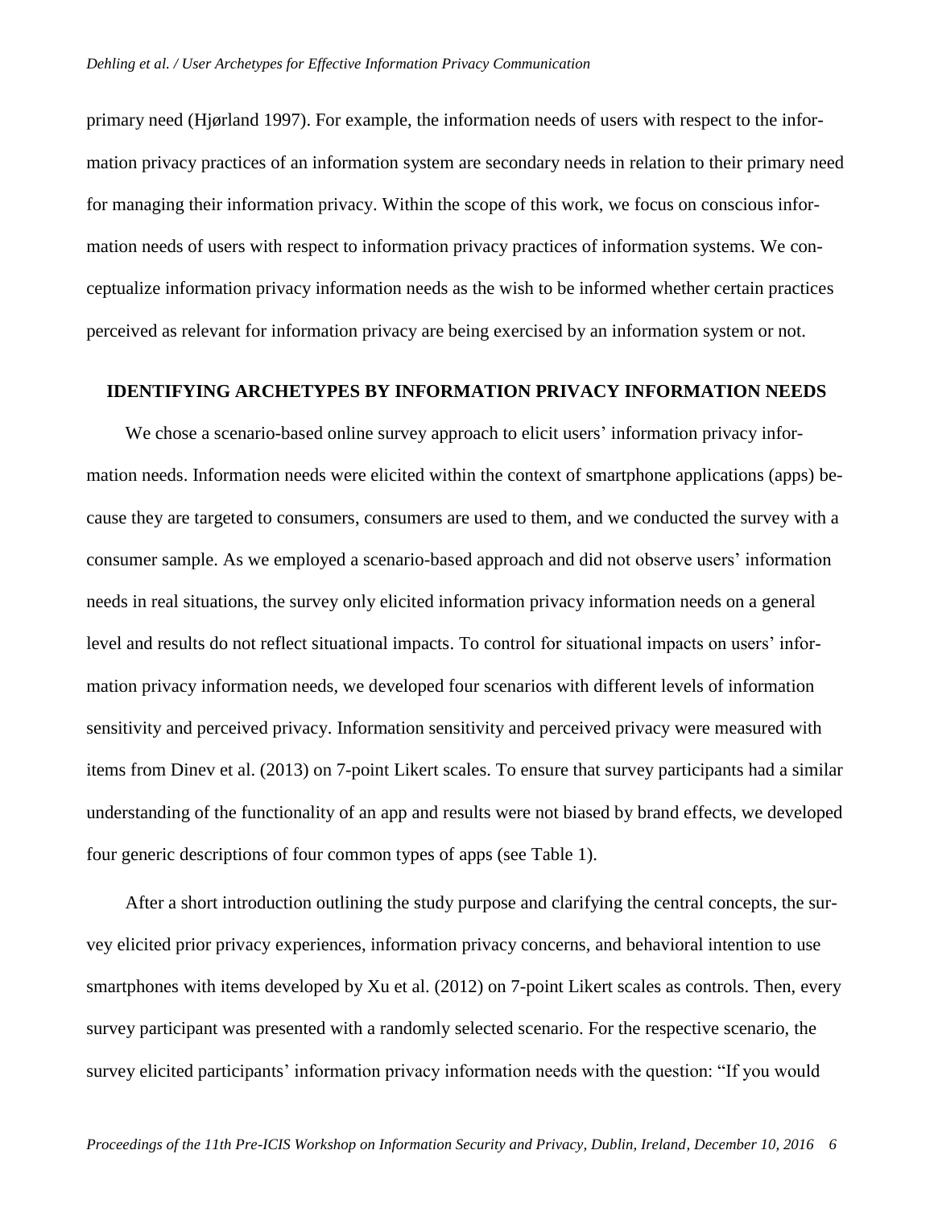primary need (Hjørland 1997). For example, the information needs of users with respect to the information privacy practices of an information system are secondary needs in relation to their primary need for managing their information privacy. Within the scope of this work, we focus on conscious information needs of users with respect to information privacy practices of information systems. We conceptualize information privacy information needs as the wish to be informed whether certain practices perceived as relevant for information privacy are being exercised by an information system or not.

## IDENTIFYING ARCHETYPES BY INFORMATION PRIVACY INFORMATION NEEDS

We chose a scenario-based online survey approach to elicit users' information privacy information needs. Information needs were elicited within the context of smartphone applications (apps) because they are targeted to consumers, consumers are used to them, and we conducted the survey with a consumer sample. As we employed a scenario-based approach and did not observe users' information needs in real situations, the survey only elicited information privacy information needs on a general level and results do not reflect situational impacts. To control for situational impacts on users' information privacy information needs, we developed four scenarios with different levels of information sensitivity and perceived privacy. Information sensitivity and perceived privacy were measured with items from Dinev et al. (2013) on 7-point Likert scales. To ensure that survey participants had a similar understanding of the functionality of an app and results were not biased by brand effects, we developed four generic descriptions of four common types of apps (see Table 1).

After a short introduction outlining the study purpose and clarifying the central concepts, the survey elicited prior privacy experiences, information privacy concerns, and behavioral intention to use smartphones with items developed by Xu et al. (2012) on 7-point Likert scales as controls. Then, every survey participant was presented with a randomly selected scenario. For the respective scenario, the survey elicited participants' information privacy information needs with the question: "If you would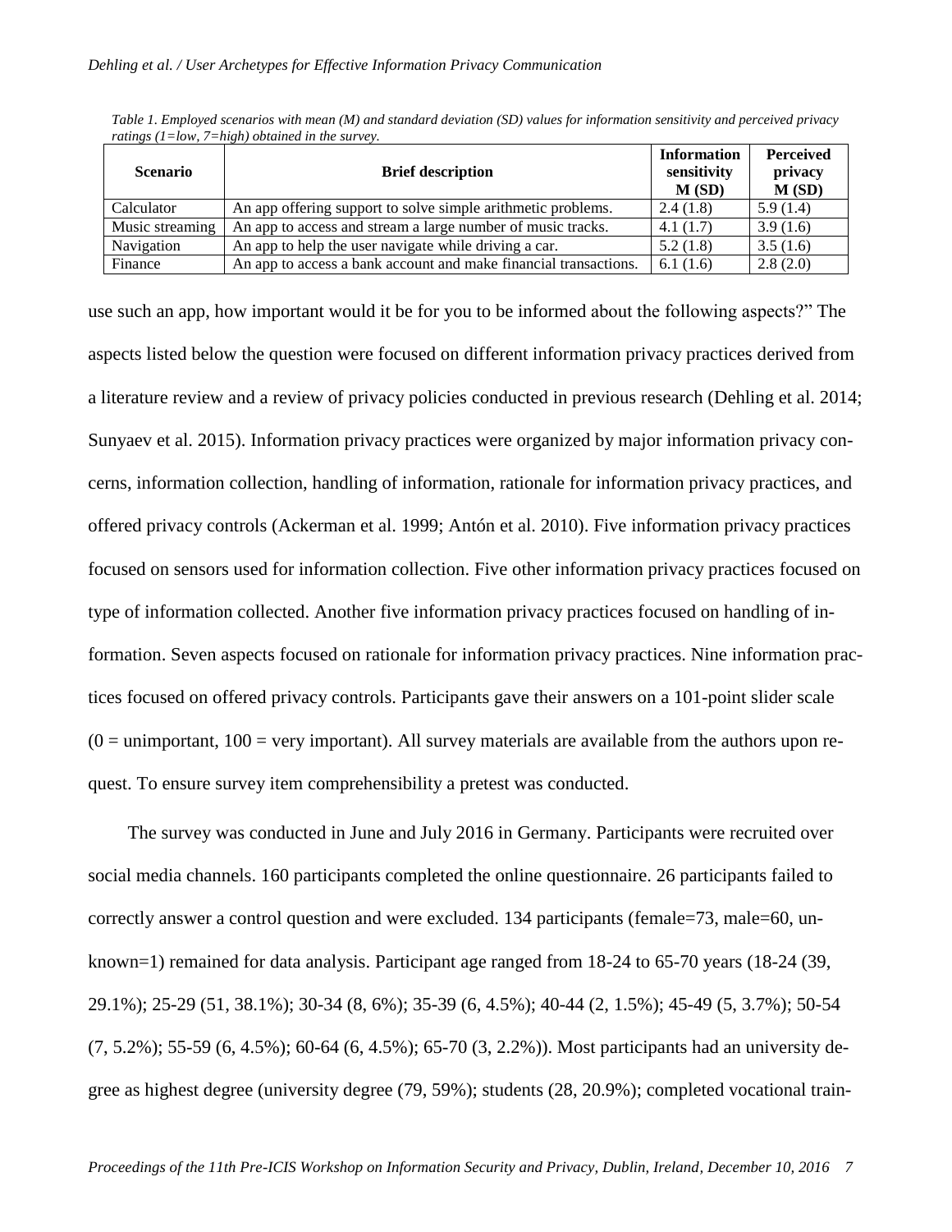*Table 1. Employed scenarios with mean (M) and standard deviation (SD) values for information sensitivity and perceived privacy ratings (1=low, 7=high) obtained in the survey.*

| Scenario | Brief description | Information sensitivity M (SD) | Perceived privacy M (SD) |
|---|---|---|---|
| Calculator | An app offering support to solve simple arithmetic problems. | 2.4 (1.8) | 5.9 (1.4) |
| Music streaming | An app to access and stream a large number of music tracks. | 4.1 (1.7) | 3.9 (1.6) |
| Navigation | An app to help the user navigate while driving a car. | 5.2 (1.8) | 3.5 (1.6) |
| Finance | An app to access a bank account and make financial transactions. | 6.1 (1.6) | 2.8 (2.0) |

use such an app, how important would it be for you to be informed about the following aspects?" The aspects listed below the question were focused on different information privacy practices derived from a literature review and a review of privacy policies conducted in previous research (Dehling et al. 2014; Sunyaev et al. 2015). Information privacy practices were organized by major information privacy concerns, information collection, handling of information, rationale for information privacy practices, and offered privacy controls (Ackerman et al. 1999; Antón et al. 2010). Five information privacy practices focused on sensors used for information collection. Five other information privacy practices focused on type of information collected. Another five information privacy practices focused on handling of information. Seven aspects focused on rationale for information privacy practices. Nine information practices focused on offered privacy controls. Participants gave their answers on a 101-point slider scale (0 = unimportant, 100 = very important). All survey materials are available from the authors upon request. To ensure survey item comprehensibility a pretest was conducted.

The survey was conducted in June and July 2016 in Germany. Participants were recruited over social media channels. 160 participants completed the online questionnaire. 26 participants failed to correctly answer a control question and were excluded. 134 participants (female=73, male=60, unknown=1) remained for data analysis. Participant age ranged from 18-24 to 65-70 years (18-24 (39, 29.1%); 25-29 (51, 38.1%); 30-34 (8, 6%); 35-39 (6, 4.5%); 40-44 (2, 1.5%); 45-49 (5, 3.7%); 50-54 (7, 5.2%); 55-59 (6, 4.5%); 60-64 (6, 4.5%); 65-70 (3, 2.2%)). Most participants had an university degree as highest degree (university degree (79, 59%); students (28, 20.9%); completed vocational train-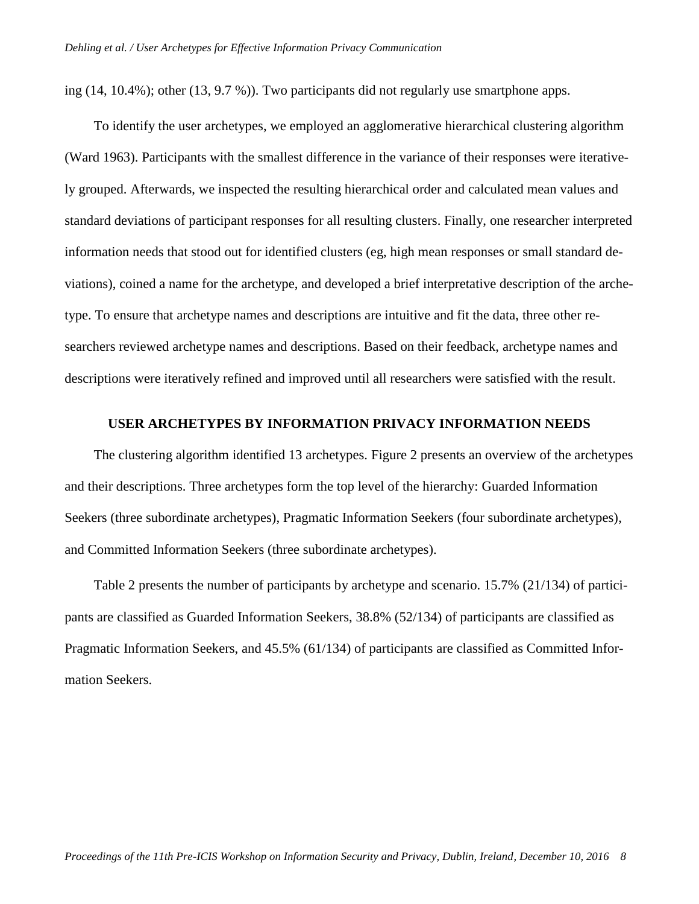ing (14, 10.4%); other (13, 9.7 %)). Two participants did not regularly use smartphone apps.

To identify the user archetypes, we employed an agglomerative hierarchical clustering algorithm (Ward 1963). Participants with the smallest difference in the variance of their responses were iteratively grouped. Afterwards, we inspected the resulting hierarchical order and calculated mean values and standard deviations of participant responses for all resulting clusters. Finally, one researcher interpreted information needs that stood out for identified clusters (eg, high mean responses or small standard deviations), coined a name for the archetype, and developed a brief interpretative description of the archetype. To ensure that archetype names and descriptions are intuitive and fit the data, three other researchers reviewed archetype names and descriptions. Based on their feedback, archetype names and descriptions were iteratively refined and improved until all researchers were satisfied with the result.

## USER ARCHETYPES BY INFORMATION PRIVACY INFORMATION NEEDS

The clustering algorithm identified 13 archetypes. Figure 2 presents an overview of the archetypes and their descriptions. Three archetypes form the top level of the hierarchy: Guarded Information Seekers (three subordinate archetypes), Pragmatic Information Seekers (four subordinate archetypes), and Committed Information Seekers (three subordinate archetypes).

Table 2 presents the number of participants by archetype and scenario. 15.7% (21/134) of participants are classified as Guarded Information Seekers, 38.8% (52/134) of participants are classified as Pragmatic Information Seekers, and 45.5% (61/134) of participants are classified as Committed Information Seekers.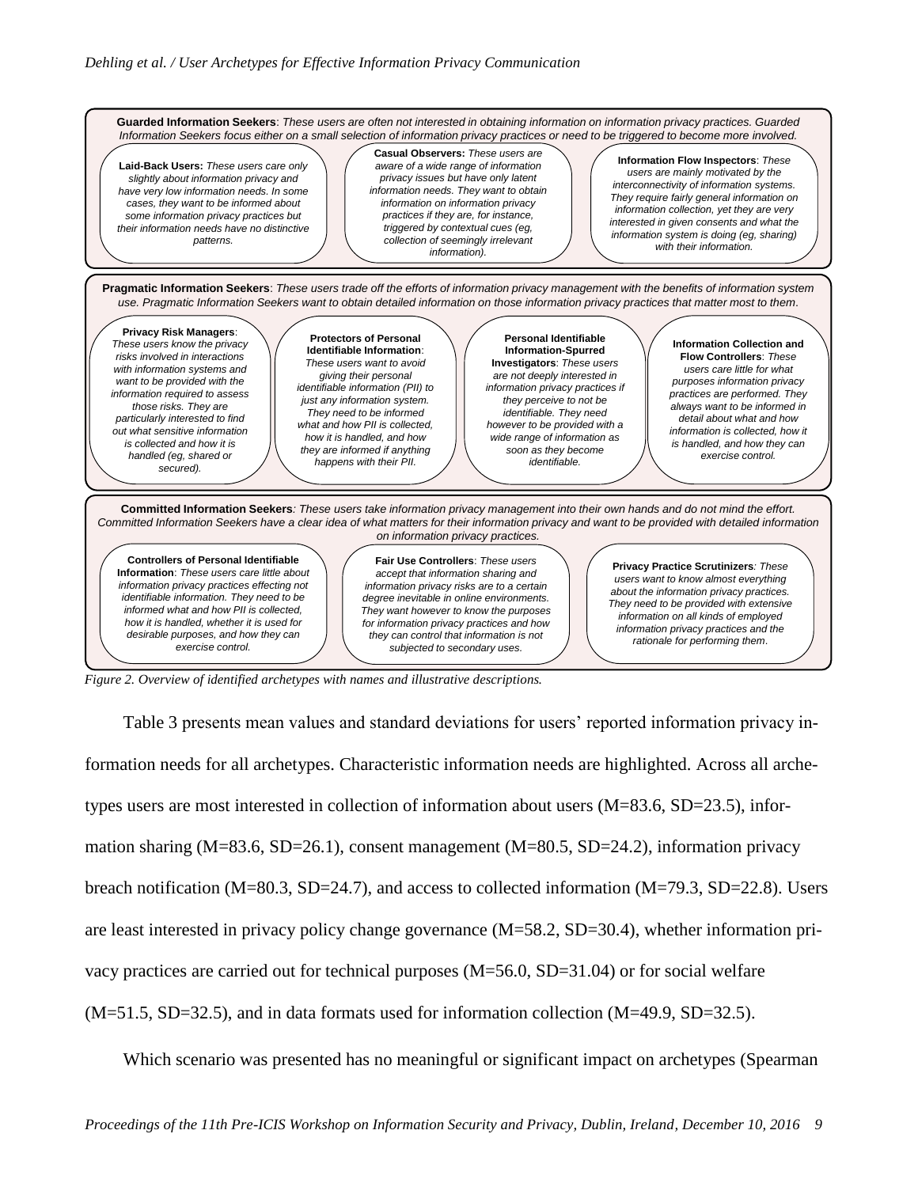**Guarded Information Seekers**: *These users are often not interested in obtaining information on information privacy practices. Guarded Information Seekers focus either on a small selection of information privacy practices or need to be triggered to become more involved.*

- **Laid-Back Users:** *These users care only slightly about information privacy and have very low information needs. In some cases, they want to be informed about some information privacy practices but their information needs have no distinctive patterns.*
- **Casual Observers:** *These users are aware of a wide range of information privacy issues but have only latent information needs. They want to obtain information on information privacy practices if they are, for instance, triggered by contextual cues (eg, collection of seemingly irrelevant information).*
- **Information Flow Inspectors**: *These users are mainly motivated by the interconnectivity of information systems. They require fairly general information on information collection, yet they are very interested in given consents and what the information system is doing (eg, sharing) with their information.*

**Pragmatic Information Seekers**: *These users trade off the efforts of information privacy management with the benefits of information system use. Pragmatic Information Seekers want to obtain detailed information on those information privacy practices that matter most to them.*

- **Privacy Risk Managers**: *These users know the privacy risks involved in interactions with information systems and want to be provided with the information required to assess those risks. They are particularly interested to find out what sensitive information is collected and how it is handled (eg, shared or secured).*
- **Protectors of Personal Identifiable Information**: *These users want to avoid giving their personal identifiable information (PII) to just any information system. They need to be informed what and how PII is collected, how it is handled, and how they are informed if anything happens with their PII.*
- **Personal Identifiable Information-Spurred Investigators**: *These users are not deeply interested in information privacy practices if they perceive to not be identifiable. They need however to be provided with a wide range of information as soon as they become identifiable.*
- **Information Collection and Flow Controllers**: *These users care little for what purposes information privacy practices are performed. They always want to be informed in detail about what and how information is collected, how it is handled, and how they can exercise control.*

**Committed Information Seekers**: *These users take information privacy management into their own hands and do not mind the effort. Committed Information Seekers have a clear idea of what matters for their information privacy and want to be provided with detailed information on information privacy practices.*

- **Controllers of Personal Identifiable Information**: *These users care little about information privacy practices effecting not identifiable information. They need to be informed what and how PII is collected, how it is handled, whether it is used for desirable purposes, and how they can exercise control.*
- **Fair Use Controllers**: *These users accept that information sharing and information privacy risks are to a certain degree inevitable in online environments. They want however to know the purposes for information privacy practices and how they can control that information is not subjected to secondary uses.*
- **Privacy Practice Scrutinizers**: *These users want to know almost everything about the information privacy practices. They need to be provided with extensive information on all kinds of employed information privacy practices and the rationale for performing them.*

*Figure 2. Overview of identified archetypes with names and illustrative descriptions.*

Table 3 presents mean values and standard deviations for users' reported information privacy information needs for all archetypes. Characteristic information needs are highlighted. Across all archetypes users are most interested in collection of information about users (M=83.6, SD=23.5), information sharing (M=83.6, SD=26.1), consent management (M=80.5, SD=24.2), information privacy breach notification (M=80.3, SD=24.7), and access to collected information (M=79.3, SD=22.8). Users are least interested in privacy policy change governance (M=58.2, SD=30.4), whether information privacy practices are carried out for technical purposes (M=56.0, SD=31.04) or for social welfare (M=51.5, SD=32.5), and in data formats used for information collection (M=49.9, SD=32.5).

Which scenario was presented has no meaningful or significant impact on archetypes (Spearman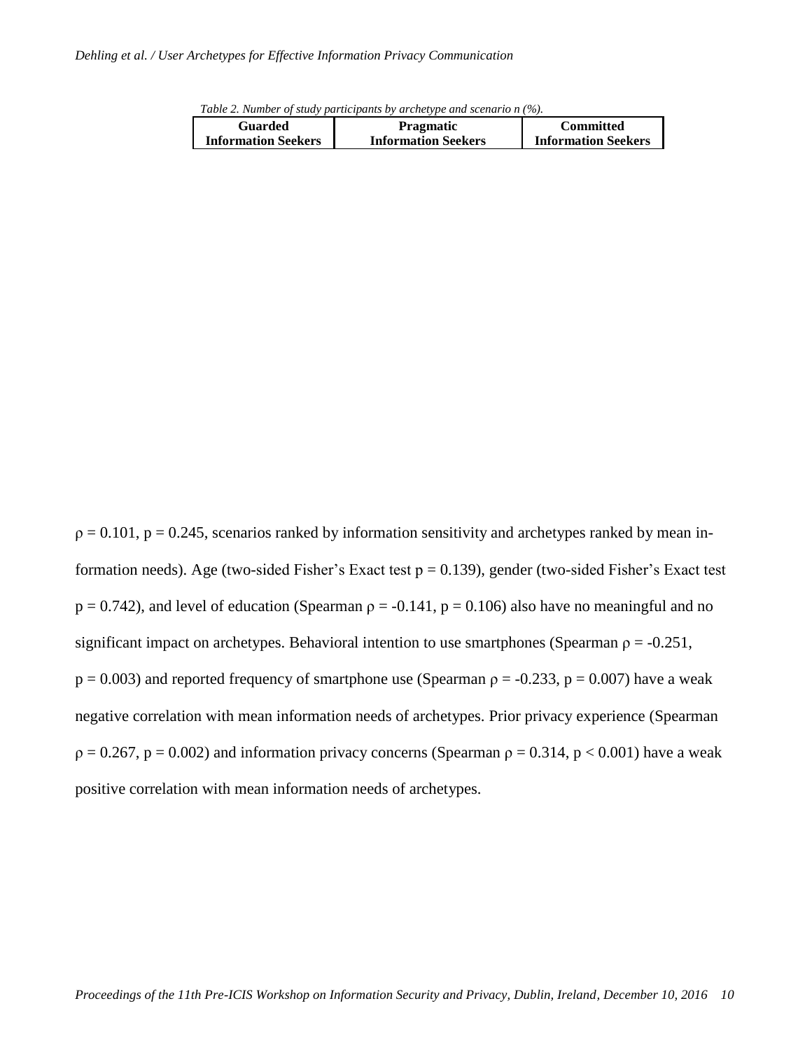*Table 2. Number of study participants by archetype and scenario n (%).*

| Guarded Information Seekers | Pragmatic Information Seekers | Committed Information Seekers |
|---|---|---|

$\rho = 0.101$, $p = 0.245$, scenarios ranked by information sensitivity and archetypes ranked by mean information needs). Age (two-sided Fisher's Exact test $p = 0.139$), gender (two-sided Fisher's Exact test $p = 0.742$), and level of education (Spearman $\rho = -0.141$, $p = 0.106$) also have no meaningful and no significant impact on archetypes. Behavioral intention to use smartphones (Spearman $\rho = -0.251$, $p = 0.003$) and reported frequency of smartphone use (Spearman $\rho = -0.233$, $p = 0.007$) have a weak negative correlation with mean information needs of archetypes. Prior privacy experience (Spearman $\rho = 0.267$, $p = 0.002$) and information privacy concerns (Spearman $\rho = 0.314$, $p < 0.001$) have a weak positive correlation with mean information needs of archetypes.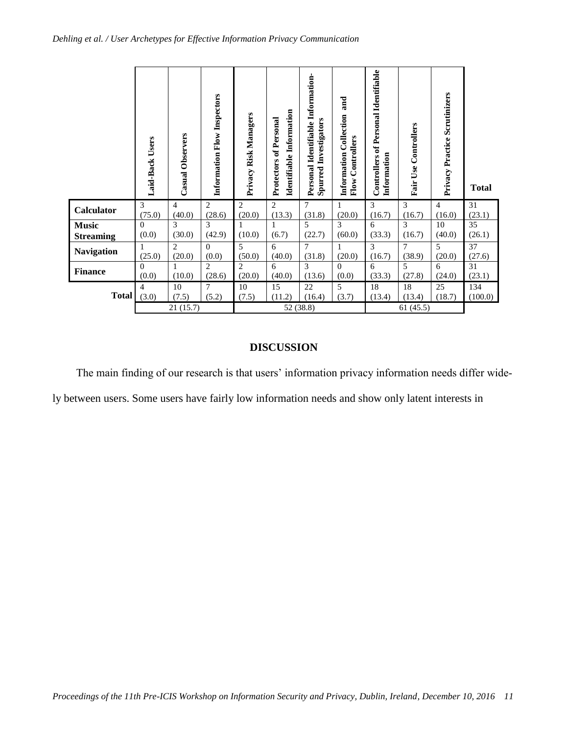| | Laid-Back Users | Casual Observers | Information Flow Inspectors | Privacy Risk Managers | Protectors of Personal Identifiable Information | Personal Identifiable Information-Spurred Investigators | Information Collection and Flow Controllers | Controllers of Personal Identifiable Information | Fair Use Controllers | Privacy Practice Scrutinizers | Total |
|---|---|---|---|---|---|---|---|---|---|---|---|
| **Calculator** | 3 (75.0) | 4 (40.0) | 2 (28.6) | 2 (20.0) | 2 (13.3) | 7 (31.8) | 1 (20.0) | 3 (16.7) | 3 (16.7) | 4 (16.0) | 31 (23.1) |
| **Music Streaming** | 0 (0.0) | 3 (30.0) | 3 (42.9) | 1 (10.0) | 1 (6.7) | 5 (22.7) | 3 (60.0) | 6 (33.3) | 3 (16.7) | 10 (40.0) | 35 (26.1) |
| **Navigation** | 1 (25.0) | 2 (20.0) | 0 (0.0) | 5 (50.0) | 6 (40.0) | 7 (31.8) | 1 (20.0) | 3 (16.7) | 7 (38.9) | 5 (20.0) | 37 (27.6) |
| **Finance** | 0 (0.0) | 1 (10.0) | 2 (28.6) | 2 (20.0) | 6 (40.0) | 3 (13.6) | 0 (0.0) | 6 (33.3) | 5 (27.8) | 6 (24.0) | 31 (23.1) |
| **Total** | 4 (3.0) | 10 (7.5) | 7 (5.2) | 10 (7.5) | 15 (11.2) | 22 (16.4) | 5 (3.7) | 18 (13.4) | 18 (13.4) | 25 (18.7) | 134 (100.0) |
| | 21 (15.7) | | | 52 (38.8) | | | | 61 (45.5) | | | |

## DISCUSSION

The main finding of our research is that users' information privacy information needs differ widely between users. Some users have fairly low information needs and show only latent interests in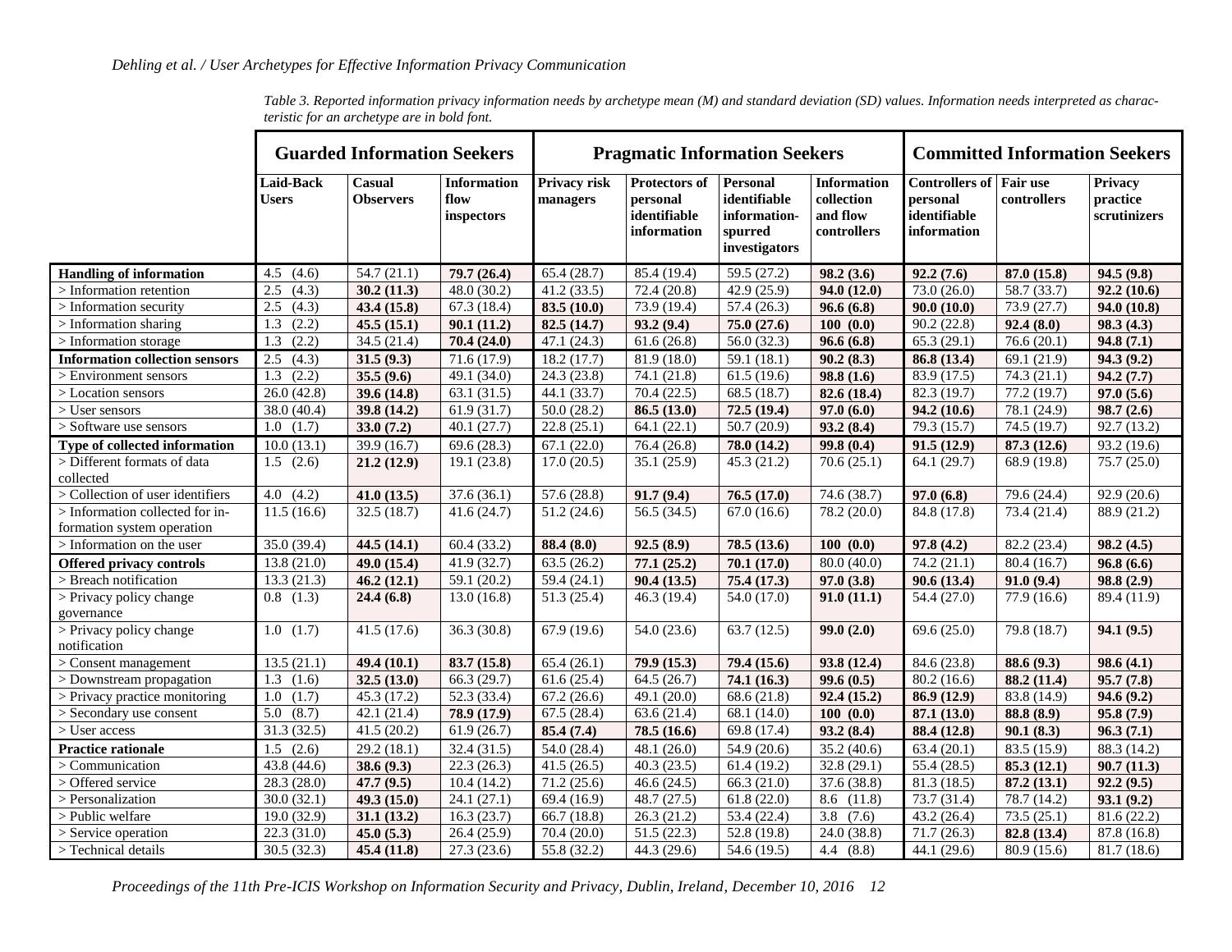Table 3. Reported information privacy information needs by archetype mean (M) and standard deviation (SD) values. Information needs interpreted as characteristic for an archetype are in bold font.

| | **Guarded Information Seekers** | | | **Pragmatic Information Seekers** | | | | **Committed Information Seekers** | | |
|---|---|---|---|---|---|---|---|---|---|---|
| | **Laid-Back Users** | **Casual Observers** | **Information flow inspectors** | **Privacy risk managers** | **Protectors of personal identifiable information** | **Personal identifiable information-spurred investigators** | **Information collection and flow controllers** | **Controllers of personal identifiable information** | **Fair use controllers** | **Privacy practice scrutinizers** |
| **Handling of information** | 4.5 (4.6) | 54.7 (21.1) | **79.7 (26.4)** | 65.4 (28.7) | 85.4 (19.4) | 59.5 (27.2) | **98.2 (3.6)** | **92.2 (7.6)** | **87.0 (15.8)** | **94.5 (9.8)** |
| > Information retention | 2.5 (4.3) | **30.2 (11.3)** | 48.0 (30.2) | 41.2 (33.5) | 72.4 (20.8) | 42.9 (25.9) | **94.0 (12.0)** | 73.0 (26.0) | 58.7 (33.7) | **92.2 (10.6)** |
| > Information security | 2.5 (4.3) | **43.4 (15.8)** | 67.3 (18.4) | **83.5 (10.0)** | 73.9 (19.4) | 57.4 (26.3) | **96.6 (6.8)** | **90.0 (10.0)** | 73.9 (27.7) | **94.0 (10.8)** |
| > Information sharing | 1.3 (2.2) | **45.5 (15.1)** | **90.1 (11.2)** | **82.5 (14.7)** | **93.2 (9.4)** | **75.0 (27.6)** | **100 (0.0)** | 90.2 (22.8) | **92.4 (8.0)** | **98.3 (4.3)** |
| > Information storage | 1.3 (2.2) | 34.5 (21.4) | **70.4 (24.0)** | 47.1 (24.3) | 61.6 (26.8) | 56.0 (32.3) | **96.6 (6.8)** | 65.3 (29.1) | 76.6 (20.1) | **94.8 (7.1)** |
| **Information collection sensors** | 2.5 (4.3) | **31.5 (9.3)** | 71.6 (17.9) | 18.2 (17.7) | 81.9 (18.0) | 59.1 (18.1) | **90.2 (8.3)** | **86.8 (13.4)** | 69.1 (21.9) | **94.3 (9.2)** |
| > Environment sensors | 1.3 (2.2) | **35.5 (9.6)** | 49.1 (34.0) | 24.3 (23.8) | 74.1 (21.8) | 61.5 (19.6) | **98.8 (1.6)** | 83.9 (17.5) | 74.3 (21.1) | **94.2 (7.7)** |
| > Location sensors | 26.0 (42.8) | **39.6 (14.8)** | 63.1 (31.5) | 44.1 (33.7) | 70.4 (22.5) | 68.5 (18.7) | **82.6 (18.4)** | 82.3 (19.7) | 77.2 (19.7) | **97.0 (5.6)** |
| > User sensors | 38.0 (40.4) | **39.8 (14.2)** | 61.9 (31.7) | 50.0 (28.2) | **86.5 (13.0)** | **72.5 (19.4)** | **97.0 (6.0)** | **94.2 (10.6)** | 78.1 (24.9) | **98.7 (2.6)** |
| > Software use sensors | 1.0 (1.7) | **33.0 (7.2)** | 40.1 (27.7) | 22.8 (25.1) | 64.1 (22.1) | 50.7 (20.9) | **93.2 (8.4)** | 79.3 (15.7) | 74.5 (19.7) | 92.7 (13.2) |
| **Type of collected information** | 10.0 (13.1) | 39.9 (16.7) | 69.6 (28.3) | 67.1 (22.0) | 76.4 (26.8) | **78.0 (14.2)** | **99.8 (0.4)** | **91.5 (12.9)** | **87.3 (12.6)** | 93.2 (19.6) |
| > Different formats of data collected | 1.5 (2.6) | **21.2 (12.9)** | 19.1 (23.8) | 17.0 (20.5) | 35.1 (25.9) | 45.3 (21.2) | 70.6 (25.1) | 64.1 (29.7) | 68.9 (19.8) | 75.7 (25.0) |
| > Collection of user identifiers | 4.0 (4.2) | **41.0 (13.5)** | 37.6 (36.1) | 57.6 (28.8) | **91.7 (9.4)** | **76.5 (17.0)** | 74.6 (38.7) | **97.0 (6.8)** | 79.6 (24.4) | 92.9 (20.6) |
| > Information collected for information system operation | 11.5 (16.6) | 32.5 (18.7) | 41.6 (24.7) | 51.2 (24.6) | 56.5 (34.5) | 67.0 (16.6) | 78.2 (20.0) | 84.8 (17.8) | 73.4 (21.4) | 88.9 (21.2) |
| > Information on the user | 35.0 (39.4) | **44.5 (14.1)** | 60.4 (33.2) | **88.4 (8.0)** | **92.5 (8.9)** | **78.5 (13.6)** | **100 (0.0)** | **97.8 (4.2)** | 82.2 (23.4) | **98.2 (4.5)** |
| **Offered privacy controls** | 13.8 (21.0) | **49.0 (15.4)** | 41.9 (32.7) | 63.5 (26.2) | **77.1 (25.2)** | **70.1 (17.0)** | 80.0 (40.0) | 74.2 (21.1) | 80.4 (16.7) | **96.8 (6.6)** |
| > Breach notification | 13.3 (21.3) | **46.2 (12.1)** | 59.1 (20.2) | 59.4 (24.1) | **90.4 (13.5)** | **75.4 (17.3)** | **97.0 (3.8)** | **90.6 (13.4)** | **91.0 (9.4)** | **98.8 (2.9)** |
| > Privacy policy change governance | 0.8 (1.3) | **24.4 (6.8)** | 13.0 (16.8) | 51.3 (25.4) | 46.3 (19.4) | 54.0 (17.0) | **91.0 (11.1)** | 54.4 (27.0) | 77.9 (16.6) | 89.4 (11.9) |
| > Privacy policy change notification | 1.0 (1.7) | 41.5 (17.6) | 36.3 (30.8) | 67.9 (19.6) | 54.0 (23.6) | 63.7 (12.5) | **99.0 (2.0)** | 69.6 (25.0) | 79.8 (18.7) | **94.1 (9.5)** |
| > Consent management | 13.5 (21.1) | **49.4 (10.1)** | **83.7 (15.8)** | 65.4 (26.1) | **79.9 (15.3)** | **79.4 (15.6)** | **93.8 (12.4)** | 84.6 (23.8) | **88.6 (9.3)** | **98.6 (4.1)** |
| > Downstream propagation | 1.3 (1.6) | **32.5 (13.0)** | 66.3 (29.7) | 61.6 (25.4) | 64.5 (26.7) | **74.1 (16.3)** | **99.6 (0.5)** | 80.2 (16.6) | **88.2 (11.4)** | **95.7 (7.8)** |
| > Privacy practice monitoring | 1.0 (1.7) | 45.3 (17.2) | 52.3 (33.4) | 67.2 (26.6) | 49.1 (20.0) | 68.6 (21.8) | **92.4 (15.2)** | **86.9 (12.9)** | 83.8 (14.9) | **94.6 (9.2)** |
| > Secondary use consent | 5.0 (8.7) | 42.1 (21.4) | **78.9 (17.9)** | 67.5 (28.4) | 63.6 (21.4) | 68.1 (14.0) | **100 (0.0)** | **87.1 (13.0)** | **88.8 (8.9)** | **95.8 (7.9)** |
| > User access | 31.3 (32.5) | 41.5 (20.2) | 61.9 (26.7) | **85.4 (7.4)** | **78.5 (16.6)** | 69.8 (17.4) | **93.2 (8.4)** | **88.4 (12.8)** | **90.1 (8.3)** | **96.3 (7.1)** |
| **Practice rationale** | 1.5 (2.6) | 29.2 (18.1) | 32.4 (31.5) | 54.0 (28.4) | 48.1 (26.0) | 54.9 (20.6) | 35.2 (40.6) | 63.4 (20.1) | 83.5 (15.9) | 88.3 (14.2) |
| > Communication | 43.8 (44.6) | **38.6 (9.3)** | 22.3 (26.3) | 41.5 (26.5) | 40.3 (23.5) | 61.4 (19.2) | 32.8 (29.1) | 55.4 (28.5) | **85.3 (12.1)** | **90.7 (11.3)** |
| > Offered service | 28.3 (28.0) | **47.7 (9.5)** | 10.4 (14.2) | 71.2 (25.6) | 46.6 (24.5) | 66.3 (21.0) | 37.6 (38.8) | 81.3 (18.5) | **87.2 (13.1)** | **92.2 (9.5)** |
| > Personalization | 30.0 (32.1) | **49.3 (15.0)** | 24.1 (27.1) | 69.4 (16.9) | 48.7 (27.5) | 61.8 (22.0) | 8.6 (11.8) | 73.7 (31.4) | 78.7 (14.2) | **93.1 (9.2)** |
| > Public welfare | 19.0 (32.9) | **31.1 (13.2)** | 16.3 (23.7) | 66.7 (18.8) | 26.3 (21.2) | 53.4 (22.4) | 3.8 (7.6) | 43.2 (26.4) | 73.5 (25.1) | 81.6 (22.2) |
| > Service operation | 22.3 (31.0) | **45.0 (5.3)** | 26.4 (25.9) | 70.4 (20.0) | 51.5 (22.3) | 52.8 (19.8) | 24.0 (38.8) | 71.7 (26.3) | **82.8 (13.4)** | 87.8 (16.8) |
| > Technical details | 30.5 (32.3) | **45.4 (11.8)** | 27.3 (23.6) | 55.8 (32.2) | 44.3 (29.6) | 54.6 (19.5) | 4.4 (8.8) | 44.1 (29.6) | 80.9 (15.6) | 81.7 (18.6) |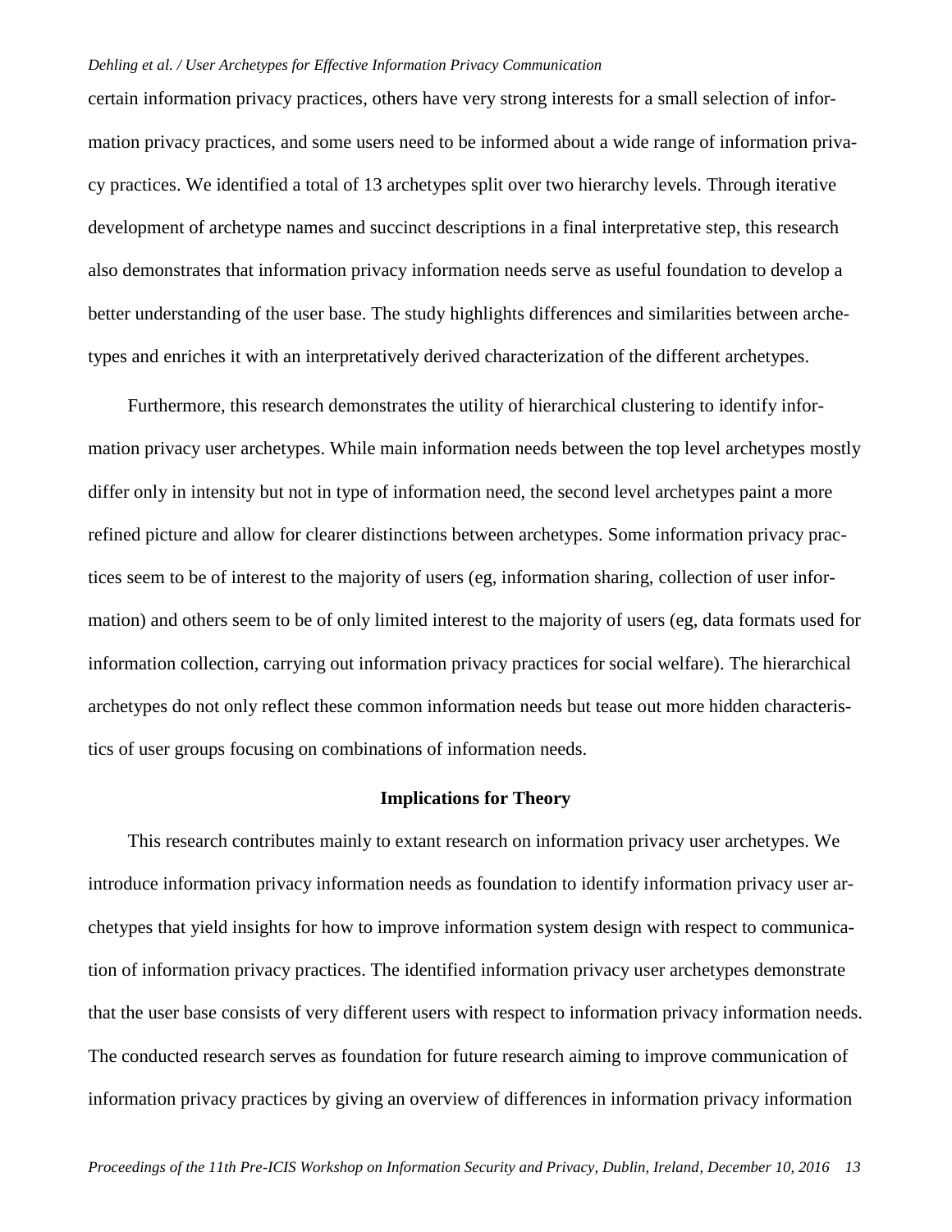certain information privacy practices, others have very strong interests for a small selection of information privacy practices, and some users need to be informed about a wide range of information privacy practices. We identified a total of 13 archetypes split over two hierarchy levels. Through iterative development of archetype names and succinct descriptions in a final interpretative step, this research also demonstrates that information privacy information needs serve as useful foundation to develop a better understanding of the user base. The study highlights differences and similarities between archetypes and enriches it with an interpretatively derived characterization of the different archetypes.

Furthermore, this research demonstrates the utility of hierarchical clustering to identify information privacy user archetypes. While main information needs between the top level archetypes mostly differ only in intensity but not in type of information need, the second level archetypes paint a more refined picture and allow for clearer distinctions between archetypes. Some information privacy practices seem to be of interest to the majority of users (eg, information sharing, collection of user information) and others seem to be of only limited interest to the majority of users (eg, data formats used for information collection, carrying out information privacy practices for social welfare). The hierarchical archetypes do not only reflect these common information needs but tease out more hidden characteristics of user groups focusing on combinations of information needs.

## Implications for Theory

This research contributes mainly to extant research on information privacy user archetypes. We introduce information privacy information needs as foundation to identify information privacy user archetypes that yield insights for how to improve information system design with respect to communication of information privacy practices. The identified information privacy user archetypes demonstrate that the user base consists of very different users with respect to information privacy information needs. The conducted research serves as foundation for future research aiming to improve communication of information privacy practices by giving an overview of differences in information privacy information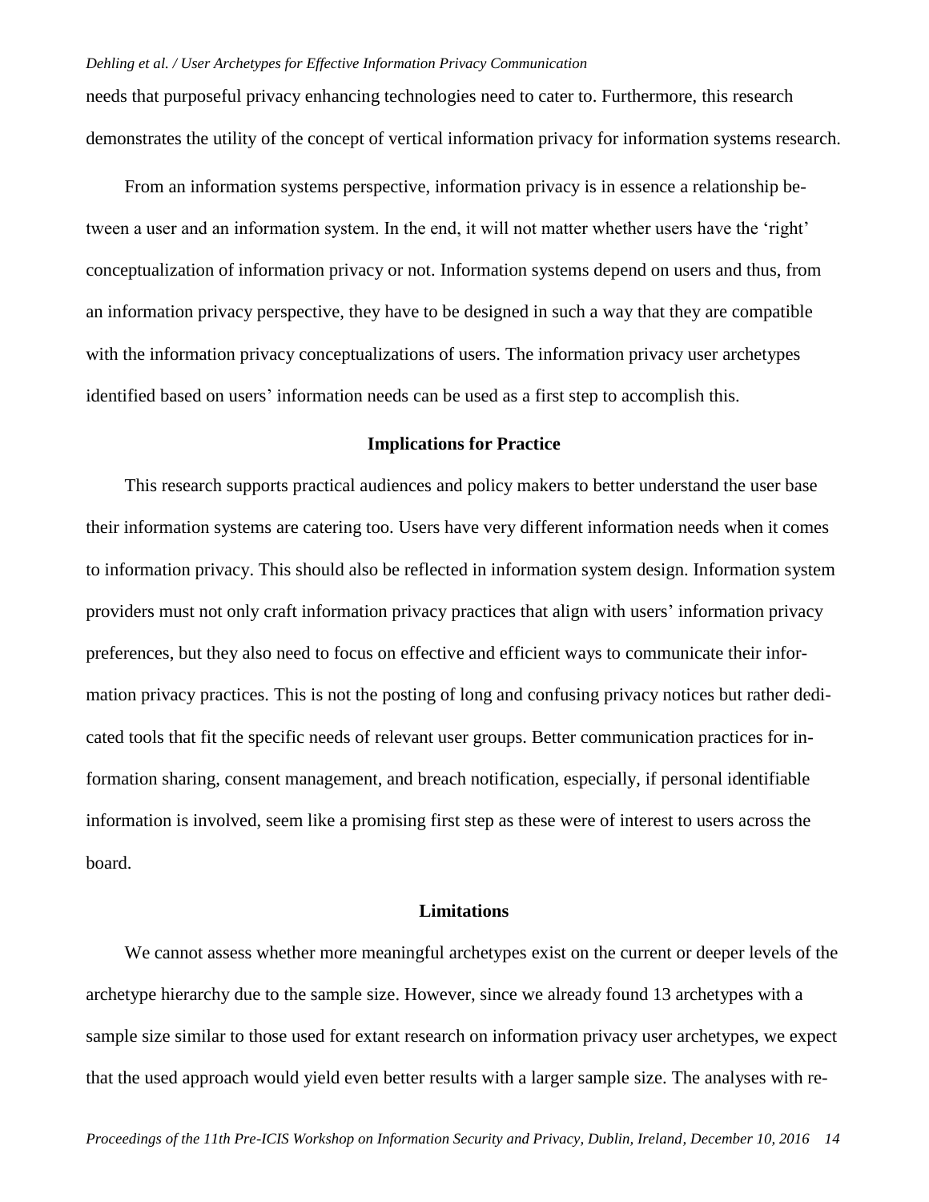needs that purposeful privacy enhancing technologies need to cater to. Furthermore, this research demonstrates the utility of the concept of vertical information privacy for information systems research.

From an information systems perspective, information privacy is in essence a relationship between a user and an information system. In the end, it will not matter whether users have the 'right' conceptualization of information privacy or not. Information systems depend on users and thus, from an information privacy perspective, they have to be designed in such a way that they are compatible with the information privacy conceptualizations of users. The information privacy user archetypes identified based on users' information needs can be used as a first step to accomplish this.

## Implications for Practice

This research supports practical audiences and policy makers to better understand the user base their information systems are catering too. Users have very different information needs when it comes to information privacy. This should also be reflected in information system design. Information system providers must not only craft information privacy practices that align with users' information privacy preferences, but they also need to focus on effective and efficient ways to communicate their information privacy practices. This is not the posting of long and confusing privacy notices but rather dedicated tools that fit the specific needs of relevant user groups. Better communication practices for information sharing, consent management, and breach notification, especially, if personal identifiable information is involved, seem like a promising first step as these were of interest to users across the board.

## Limitations

We cannot assess whether more meaningful archetypes exist on the current or deeper levels of the archetype hierarchy due to the sample size. However, since we already found 13 archetypes with a sample size similar to those used for extant research on information privacy user archetypes, we expect that the used approach would yield even better results with a larger sample size. The analyses with re-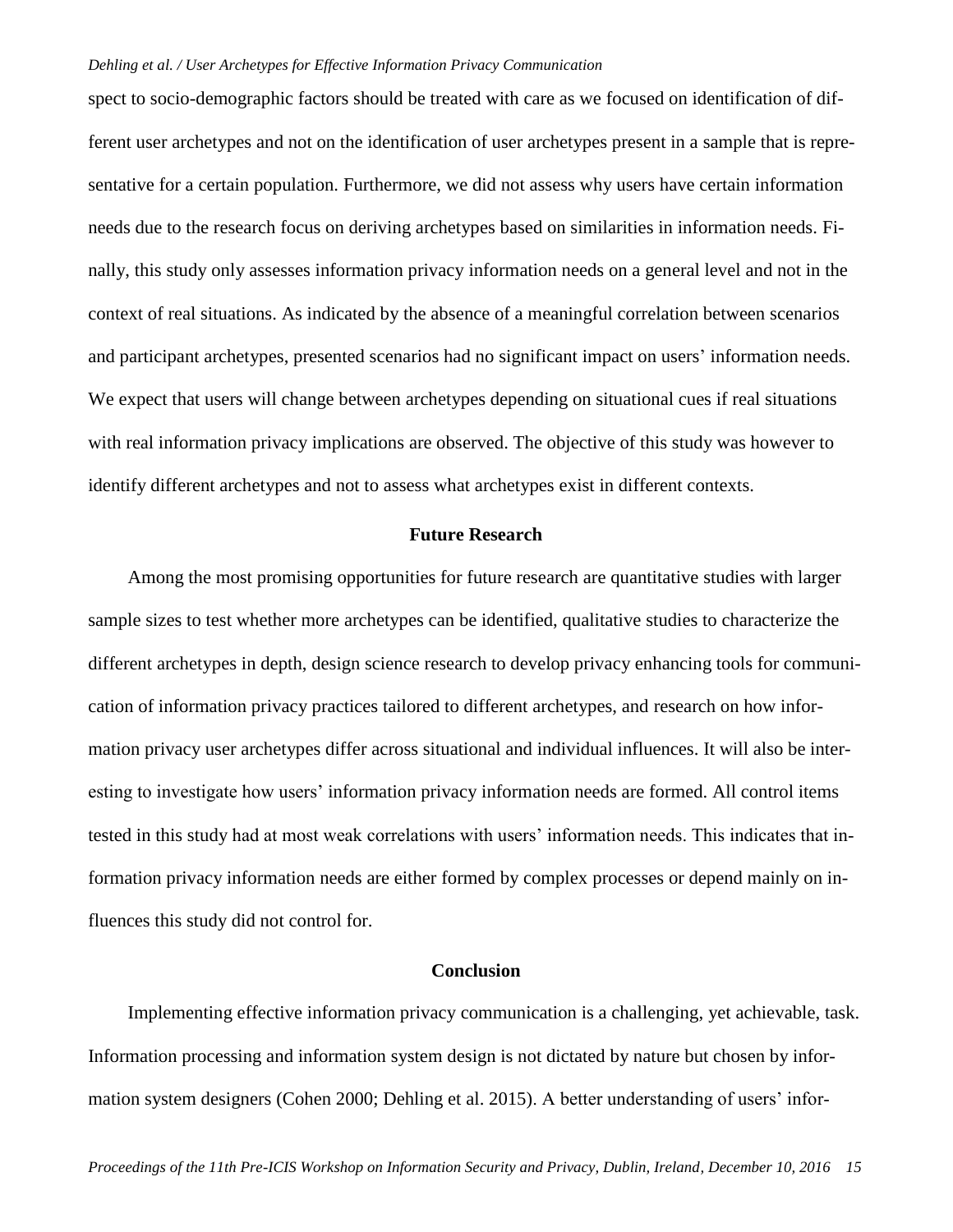spect to socio-demographic factors should be treated with care as we focused on identification of different user archetypes and not on the identification of user archetypes present in a sample that is representative for a certain population. Furthermore, we did not assess why users have certain information needs due to the research focus on deriving archetypes based on similarities in information needs. Finally, this study only assesses information privacy information needs on a general level and not in the context of real situations. As indicated by the absence of a meaningful correlation between scenarios and participant archetypes, presented scenarios had no significant impact on users' information needs. We expect that users will change between archetypes depending on situational cues if real situations with real information privacy implications are observed. The objective of this study was however to identify different archetypes and not to assess what archetypes exist in different contexts.

## Future Research

Among the most promising opportunities for future research are quantitative studies with larger sample sizes to test whether more archetypes can be identified, qualitative studies to characterize the different archetypes in depth, design science research to develop privacy enhancing tools for communication of information privacy practices tailored to different archetypes, and research on how information privacy user archetypes differ across situational and individual influences. It will also be interesting to investigate how users' information privacy information needs are formed. All control items tested in this study had at most weak correlations with users' information needs. This indicates that information privacy information needs are either formed by complex processes or depend mainly on influences this study did not control for.

## Conclusion

Implementing effective information privacy communication is a challenging, yet achievable, task. Information processing and information system design is not dictated by nature but chosen by information system designers (Cohen 2000; Dehling et al. 2015). A better understanding of users' infor-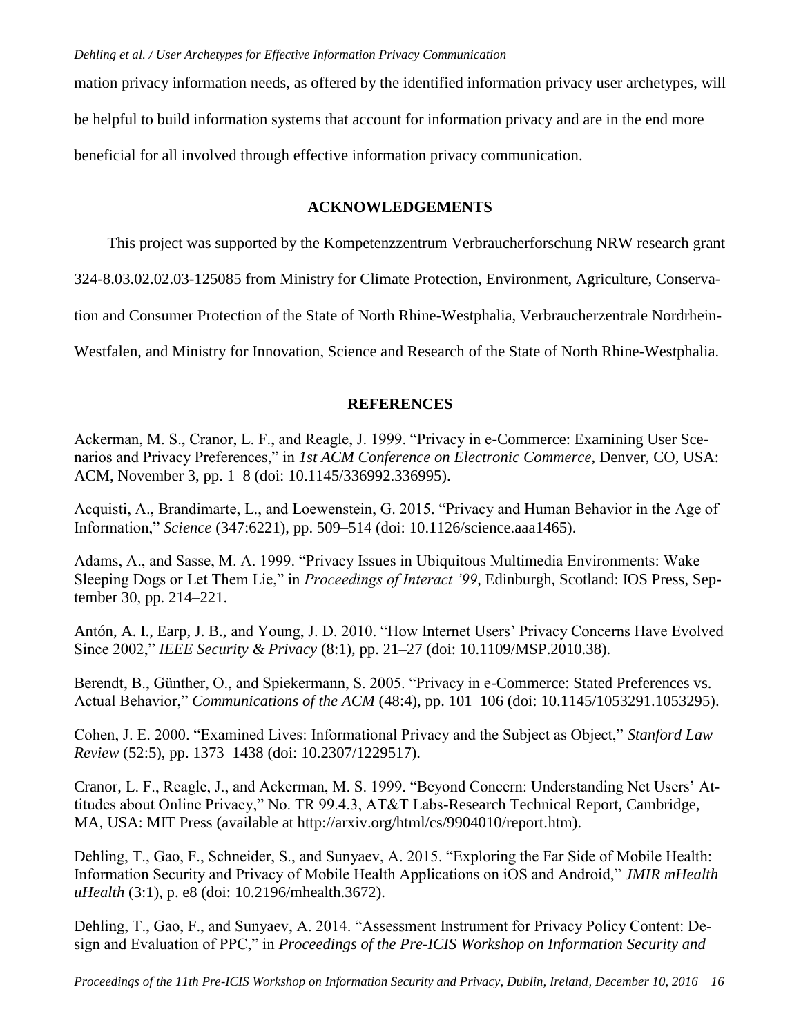mation privacy information needs, as offered by the identified information privacy user archetypes, will be helpful to build information systems that account for information privacy and are in the end more beneficial for all involved through effective information privacy communication.

## ACKNOWLEDGEMENTS

This project was supported by the Kompetenzzentrum Verbraucherforschung NRW research grant 324-8.03.02.02.03-125085 from Ministry for Climate Protection, Environment, Agriculture, Conservation and Consumer Protection of the State of North Rhine-Westphalia, Verbraucherzentrale Nordrhein-Westfalen, and Ministry for Innovation, Science and Research of the State of North Rhine-Westphalia.

## REFERENCES

Ackerman, M. S., Cranor, L. F., and Reagle, J. 1999. "Privacy in e-Commerce: Examining User Scenarios and Privacy Preferences," in *1st ACM Conference on Electronic Commerce*, Denver, CO, USA: ACM, November 3, pp. 1–8 (doi: 10.1145/336992.336995).

Acquisti, A., Brandimarte, L., and Loewenstein, G. 2015. "Privacy and Human Behavior in the Age of Information," *Science* (347:6221), pp. 509–514 (doi: 10.1126/science.aaa1465).

Adams, A., and Sasse, M. A. 1999. "Privacy Issues in Ubiquitous Multimedia Environments: Wake Sleeping Dogs or Let Them Lie," in *Proceedings of Interact '99*, Edinburgh, Scotland: IOS Press, September 30, pp. 214–221.

Antón, A. I., Earp, J. B., and Young, J. D. 2010. "How Internet Users' Privacy Concerns Have Evolved Since 2002," *IEEE Security & Privacy* (8:1), pp. 21–27 (doi: 10.1109/MSP.2010.38).

Berendt, B., Günther, O., and Spiekermann, S. 2005. "Privacy in e-Commerce: Stated Preferences vs. Actual Behavior," *Communications of the ACM* (48:4), pp. 101–106 (doi: 10.1145/1053291.1053295).

Cohen, J. E. 2000. "Examined Lives: Informational Privacy and the Subject as Object," *Stanford Law Review* (52:5), pp. 1373–1438 (doi: 10.2307/1229517).

Cranor, L. F., Reagle, J., and Ackerman, M. S. 1999. "Beyond Concern: Understanding Net Users' Attitudes about Online Privacy," No. TR 99.4.3, AT&T Labs-Research Technical Report, Cambridge, MA, USA: MIT Press (available at http://arxiv.org/html/cs/9904010/report.htm).

Dehling, T., Gao, F., Schneider, S., and Sunyaev, A. 2015. "Exploring the Far Side of Mobile Health: Information Security and Privacy of Mobile Health Applications on iOS and Android," *JMIR mHealth uHealth* (3:1), p. e8 (doi: 10.2196/mhealth.3672).

Dehling, T., Gao, F., and Sunyaev, A. 2014. "Assessment Instrument for Privacy Policy Content: Design and Evaluation of PPC," in *Proceedings of the Pre-ICIS Workshop on Information Security and*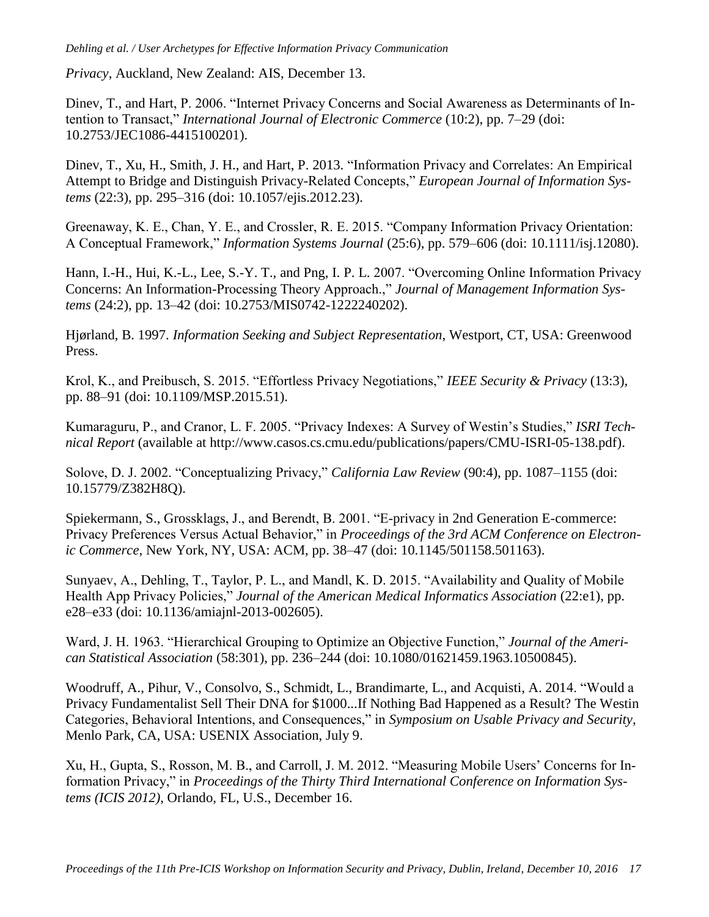*Privacy*, Auckland, New Zealand: AIS, December 13.

Dinev, T., and Hart, P. 2006. “Internet Privacy Concerns and Social Awareness as Determinants of Intention to Transact,” *International Journal of Electronic Commerce* (10:2), pp. 7–29 (doi: 10.2753/JEC1086-4415100201).

Dinev, T., Xu, H., Smith, J. H., and Hart, P. 2013. “Information Privacy and Correlates: An Empirical Attempt to Bridge and Distinguish Privacy-Related Concepts,” *European Journal of Information Systems* (22:3), pp. 295–316 (doi: 10.1057/ejis.2012.23).

Greenaway, K. E., Chan, Y. E., and Crossler, R. E. 2015. “Company Information Privacy Orientation: A Conceptual Framework,” *Information Systems Journal* (25:6), pp. 579–606 (doi: 10.1111/isj.12080).

Hann, I.-H., Hui, K.-L., Lee, S.-Y. T., and Png, I. P. L. 2007. “Overcoming Online Information Privacy Concerns: An Information-Processing Theory Approach.,” *Journal of Management Information Systems* (24:2), pp. 13–42 (doi: 10.2753/MIS0742-1222240202).

Hjørland, B. 1997. *Information Seeking and Subject Representation*, Westport, CT, USA: Greenwood Press.

Krol, K., and Preibusch, S. 2015. “Effortless Privacy Negotiations,” *IEEE Security & Privacy* (13:3), pp. 88–91 (doi: 10.1109/MSP.2015.51).

Kumaraguru, P., and Cranor, L. F. 2005. “Privacy Indexes: A Survey of Westin’s Studies,” *ISRI Technical Report* (available at http://www.casos.cs.cmu.edu/publications/papers/CMU-ISRI-05-138.pdf).

Solove, D. J. 2002. “Conceptualizing Privacy,” *California Law Review* (90:4), pp. 1087–1155 (doi: 10.15779/Z382H8Q).

Spiekermann, S., Grossklags, J., and Berendt, B. 2001. “E-privacy in 2nd Generation E-commerce: Privacy Preferences Versus Actual Behavior,” in *Proceedings of the 3rd ACM Conference on Electronic Commerce*, New York, NY, USA: ACM, pp. 38–47 (doi: 10.1145/501158.501163).

Sunyaev, A., Dehling, T., Taylor, P. L., and Mandl, K. D. 2015. “Availability and Quality of Mobile Health App Privacy Policies,” *Journal of the American Medical Informatics Association* (22:e1), pp. e28–e33 (doi: 10.1136/amiajnl-2013-002605).

Ward, J. H. 1963. “Hierarchical Grouping to Optimize an Objective Function,” *Journal of the American Statistical Association* (58:301), pp. 236–244 (doi: 10.1080/01621459.1963.10500845).

Woodruff, A., Pihur, V., Consolvo, S., Schmidt, L., Brandimarte, L., and Acquisti, A. 2014. “Would a Privacy Fundamentalist Sell Their DNA for $1000...If Nothing Bad Happened as a Result? The Westin Categories, Behavioral Intentions, and Consequences,” in *Symposium on Usable Privacy and Security*, Menlo Park, CA, USA: USENIX Association, July 9.

Xu, H., Gupta, S., Rosson, M. B., and Carroll, J. M. 2012. “Measuring Mobile Users’ Concerns for Information Privacy,” in *Proceedings of the Thirty Third International Conference on Information Systems (ICIS 2012)*, Orlando, FL, U.S., December 16.